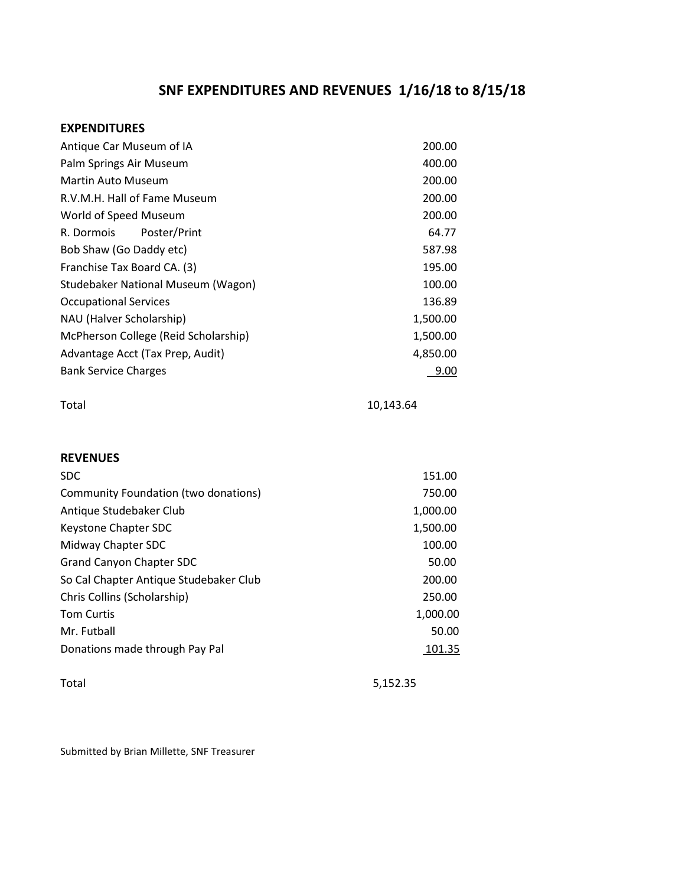# SNF EXPENDITURES AND REVENUES 1/16/18 to 8/15/18

### EXPENDITURES

| | |
|---|---:|
| Antique Car Museum of IA | 200.00 |
| Palm Springs Air Museum | 400.00 |
| Martin Auto Museum | 200.00 |
| R.V.M.H. Hall of Fame Museum | 200.00 |
| World of Speed Museum | 200.00 |
| R. Dormois Poster/Print | 64.77 |
| Bob Shaw (Go Daddy etc) | 587.98 |
| Franchise Tax Board CA. (3) | 195.00 |
| Studebaker National Museum (Wagon) | 100.00 |
| Occupational Services | 136.89 |
| NAU (Halver Scholarship) | 1,500.00 |
| McPherson College (Reid Scholarship) | 1,500.00 |
| Advantage Acct (Tax Prep, Audit) | 4,850.00 |
| Bank Service Charges | 9.00 |
| | |
| Total | 10,143.64 |

### REVENUES

| | |
|---|---:|
| SDC | 151.00 |
| Community Foundation (two donations) | 750.00 |
| Antique Studebaker Club | 1,000.00 |
| Keystone Chapter SDC | 1,500.00 |
| Midway Chapter SDC | 100.00 |
| Grand Canyon Chapter SDC | 50.00 |
| So Cal Chapter Antique Studebaker Club | 200.00 |
| Chris Collins (Scholarship) | 250.00 |
| Tom Curtis | 1,000.00 |
| Mr. Futball | 50.00 |
| Donations made through Pay Pal | 101.35 |
| | |
| Total | 5,152.35 |

Submitted by Brian Millette, SNF Treasurer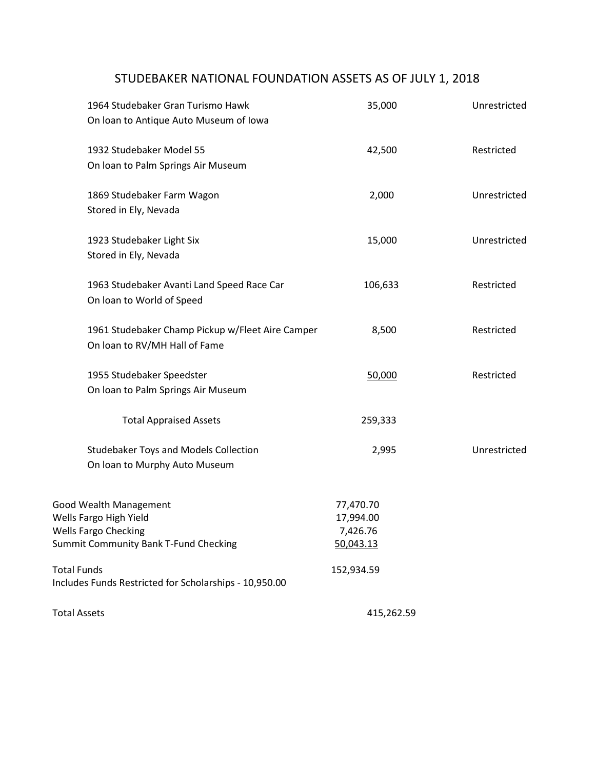# STUDEBAKER NATIONAL FOUNDATION ASSETS AS OF JULY 1, 2018

| | | |
|---|---|---|
| 1964 Studebaker Gran Turismo Hawk<br>On loan to Antique Auto Museum of Iowa | 35,000 | Unrestricted |
| 1932 Studebaker Model 55<br>On loan to Palm Springs Air Museum | 42,500 | Restricted |
| 1869 Studebaker Farm Wagon<br>Stored in Ely, Nevada | 2,000 | Unrestricted |
| 1923 Studebaker Light Six<br>Stored in Ely, Nevada | 15,000 | Unrestricted |
| 1963 Studebaker Avanti Land Speed Race Car<br>On loan to World of Speed | 106,633 | Restricted |
| 1961 Studebaker Champ Pickup w/Fleet Aire Camper<br>On loan to RV/MH Hall of Fame | 8,500 | Restricted |
| 1955 Studebaker Speedster<br>On loan to Palm Springs Air Museum | 50,000 | Restricted |
| Total Appraised Assets | 259,333 | |
| Studebaker Toys and Models Collection<br>On loan to Murphy Auto Museum | 2,995 | Unrestricted |

| | |
|---|---|
| Good Wealth Management | 77,470.70 |
| Wells Fargo High Yield | 17,994.00 |
| Wells Fargo Checking | 7,426.76 |
| Summit Community Bank T-Fund Checking | 50,043.13 |
| Total Funds | 152,934.59 |
| Includes Funds Restricted for Scholarships - 10,950.00 | |
| Total Assets | 415,262.59 |